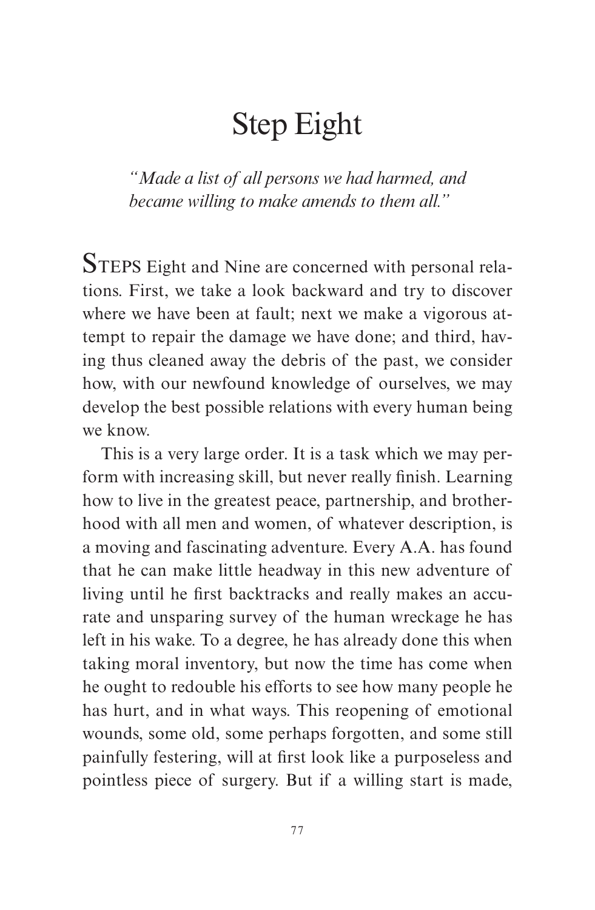# Step Eight

*"Made a list of all persons we had harmed, and became willing to make amends to them all."*

STEPS Eight and Nine are concerned with personal relations. First, we take a look backward and try to discover where we have been at fault; next we make a vigorous attempt to repair the damage we have done; and third, having thus cleaned away the debris of the past, we consider how, with our newfound knowledge of ourselves, we may develop the best possible relations with every human being we know.

This is a very large order. It is a task which we may perform with increasing skill, but never really finish. Learning how to live in the greatest peace, partnership, and brotherhood with all men and women, of whatever description, is a moving and fascinating adventure. Every A.A. has found that he can make little headway in this new adventure of living until he first backtracks and really makes an accurate and unsparing survey of the human wreckage he has left in his wake. To a degree, he has already done this when taking moral inventory, but now the time has come when he ought to redouble his efforts to see how many people he has hurt, and in what ways. This reopening of emotional wounds, some old, some perhaps forgotten, and some still painfully festering, will at first look like a purposeless and pointless piece of surgery. But if a willing start is made,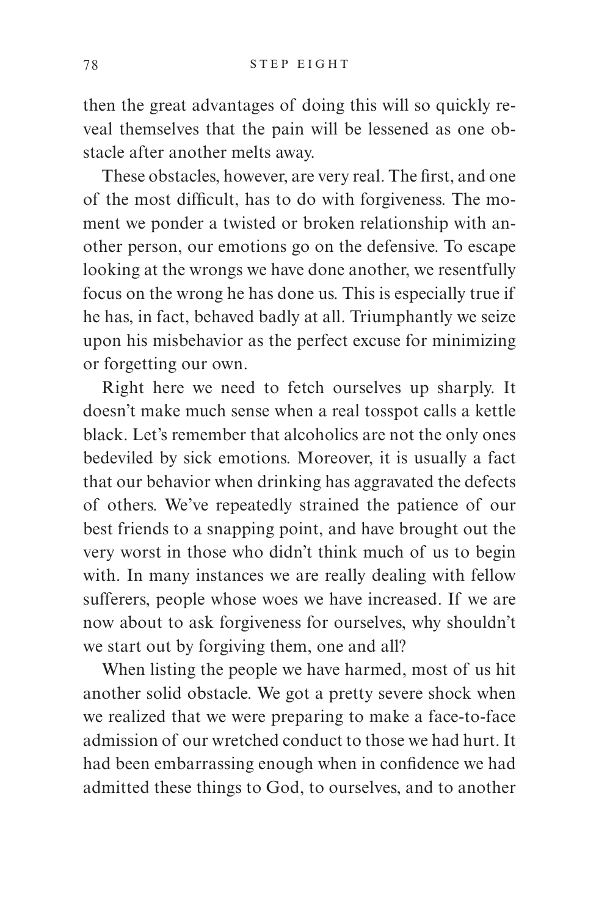then the great advantages of doing this will so quickly reveal themselves that the pain will be lessened as one obstacle after another melts away.

These obstacles, however, are very real. The first, and one of the most difficult, has to do with forgiveness. The moment we ponder a twisted or broken relationship with another person, our emotions go on the defensive. To escape looking at the wrongs we have done another, we resentfully focus on the wrong he has done us. This is especially true if he has, in fact, behaved badly at all. Triumphantly we seize upon his misbehavior as the perfect excuse for minimizing or forgetting our own.

Right here we need to fetch ourselves up sharply. It doesn't make much sense when a real tosspot calls a kettle black. Let's remember that alcoholics are not the only ones bedeviled by sick emotions. Moreover, it is usually a fact that our behavior when drinking has aggravated the defects of others. We've repeatedly strained the patience of our best friends to a snapping point, and have brought out the very worst in those who didn't think much of us to begin with. In many instances we are really dealing with fellow sufferers, people whose woes we have increased. If we are now about to ask forgiveness for ourselves, why shouldn't we start out by forgiving them, one and all?

When listing the people we have harmed, most of us hit another solid obstacle. We got a pretty severe shock when we realized that we were preparing to make a face-to-face admission of our wretched conduct to those we had hurt. It had been embarrassing enough when in confidence we had admitted these things to God, to ourselves, and to another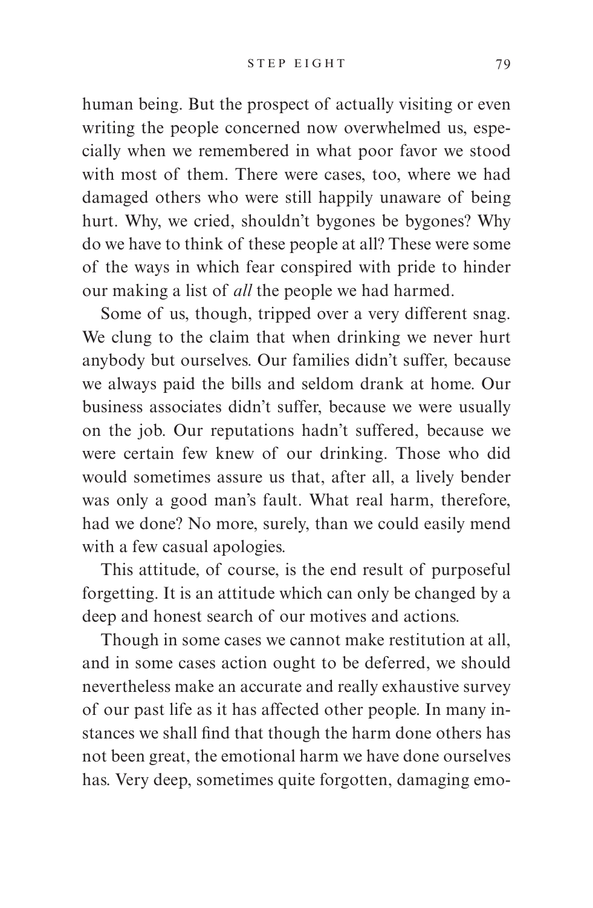human being. But the prospect of actually visiting or even writing the people concerned now overwhelmed us, especially when we remembered in what poor favor we stood with most of them. There were cases, too, where we had damaged others who were still happily unaware of being hurt. Why, we cried, shouldn't bygones be bygones? Why do we have to think of these people at all? These were some of the ways in which fear conspired with pride to hinder our making a list of *all* the people we had harmed.

Some of us, though, tripped over a very different snag. We clung to the claim that when drinking we never hurt anybody but ourselves. Our families didn't suffer, because we always paid the bills and seldom drank at home. Our business associates didn't suffer, because we were usually on the job. Our reputations hadn't suffered, because we were certain few knew of our drinking. Those who did would sometimes assure us that, after all, a lively bender was only a good man's fault. What real harm, therefore, had we done? No more, surely, than we could easily mend with a few casual apologies.

This attitude, of course, is the end result of purposeful forgetting. It is an attitude which can only be changed by a deep and honest search of our motives and actions.

Though in some cases we cannot make restitution at all, and in some cases action ought to be deferred, we should nevertheless make an accurate and really exhaustive survey of our past life as it has affected other people. In many instances we shall find that though the harm done others has not been great, the emotional harm we have done ourselves has. Very deep, sometimes quite forgotten, damaging emo-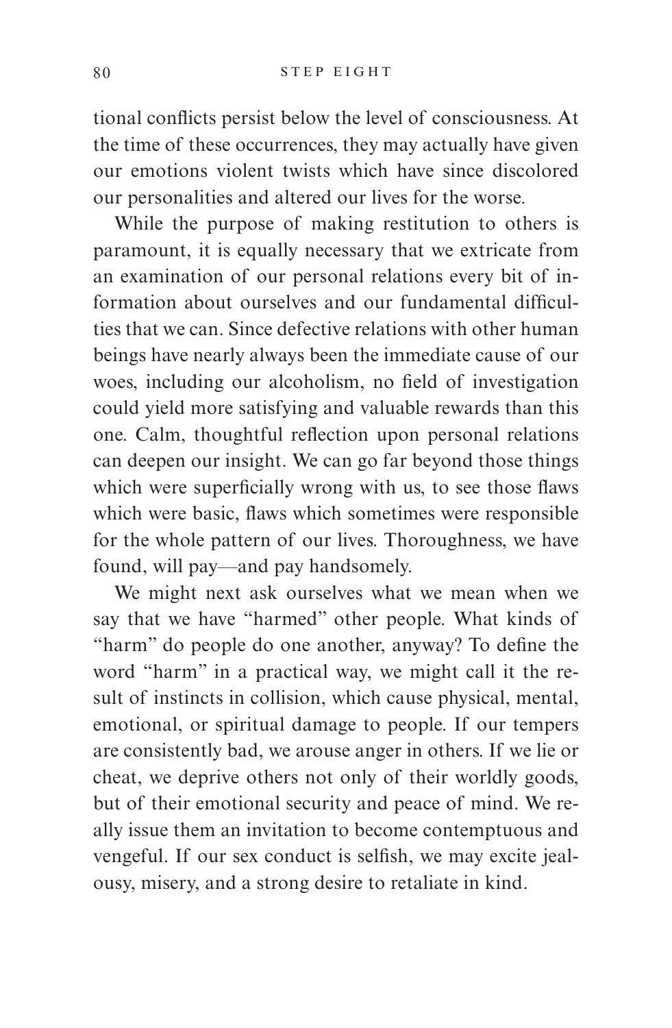tional conflicts persist below the level of consciousness. At the time of these occurrences, they may actually have given our emotions violent twists which have since discolored our personalities and altered our lives for the worse.

While the purpose of making restitution to others is paramount, it is equally necessary that we extricate from an examination of our personal relations every bit of information about ourselves and our fundamental difficulties that we can. Since defective relations with other human beings have nearly always been the immediate cause of our woes, including our alcoholism, no field of investigation could yield more satisfying and valuable rewards than this one. Calm, thoughtful reflection upon personal relations can deepen our insight. We can go far beyond those things which were superficially wrong with us, to see those flaws which were basic, flaws which sometimes were responsible for the whole pattern of our lives. Thoroughness, we have found, will pay—and pay handsomely.

We might next ask ourselves what we mean when we say that we have "harmed" other people. What kinds of "harm" do people do one another, anyway? To define the word "harm" in a practical way, we might call it the result of instincts in collision, which cause physical, mental, emotional, or spiritual damage to people. If our tempers are consistently bad, we arouse anger in others. If we lie or cheat, we deprive others not only of their worldly goods, but of their emotional security and peace of mind. We really issue them an invitation to become contemptuous and vengeful. If our sex conduct is selfish, we may excite jealousy, misery, and a strong desire to retaliate in kind.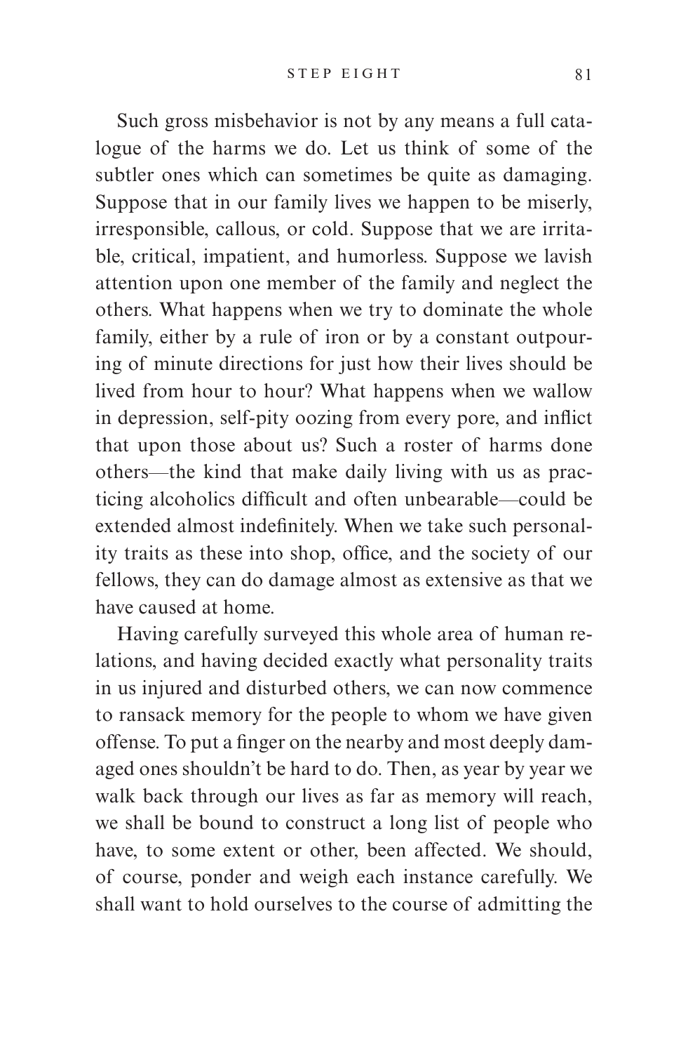Such gross misbehavior is not by any means a full catalogue of the harms we do. Let us think of some of the subtler ones which can sometimes be quite as damaging. Suppose that in our family lives we happen to be miserly, irresponsible, callous, or cold. Suppose that we are irritable, critical, impatient, and humorless. Suppose we lavish attention upon one member of the family and neglect the others. What happens when we try to dominate the whole family, either by a rule of iron or by a constant outpouring of minute directions for just how their lives should be lived from hour to hour? What happens when we wallow in depression, self-pity oozing from every pore, and inflict that upon those about us? Such a roster of harms done others—the kind that make daily living with us as practicing alcoholics difficult and often unbearable—could be extended almost indefinitely. When we take such personality traits as these into shop, office, and the society of our fellows, they can do damage almost as extensive as that we have caused at home.

Having carefully surveyed this whole area of human relations, and having decided exactly what personality traits in us injured and disturbed others, we can now commence to ransack memory for the people to whom we have given offense. To put a finger on the nearby and most deeply damaged ones shouldn't be hard to do. Then, as year by year we walk back through our lives as far as memory will reach, we shall be bound to construct a long list of people who have, to some extent or other, been affected. We should, of course, ponder and weigh each instance carefully. We shall want to hold ourselves to the course of admitting the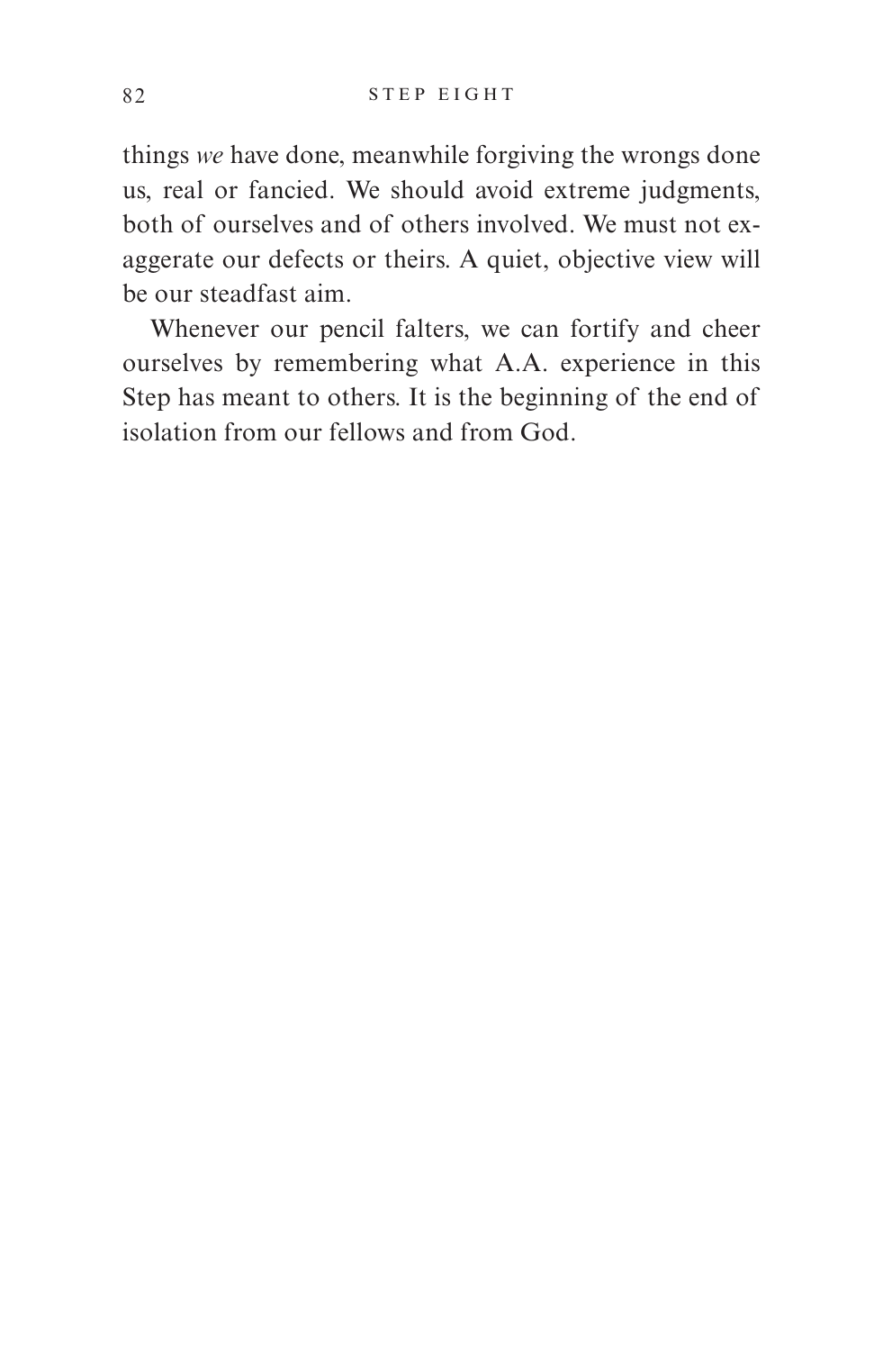things *we* have done, meanwhile forgiving the wrongs done us, real or fancied. We should avoid extreme judgments, both of ourselves and of others involved. We must not exaggerate our defects or theirs. A quiet, objective view will be our steadfast aim.

Whenever our pencil falters, we can fortify and cheer ourselves by remembering what A.A. experience in this Step has meant to others. It is the beginning of the end of isolation from our fellows and from God.